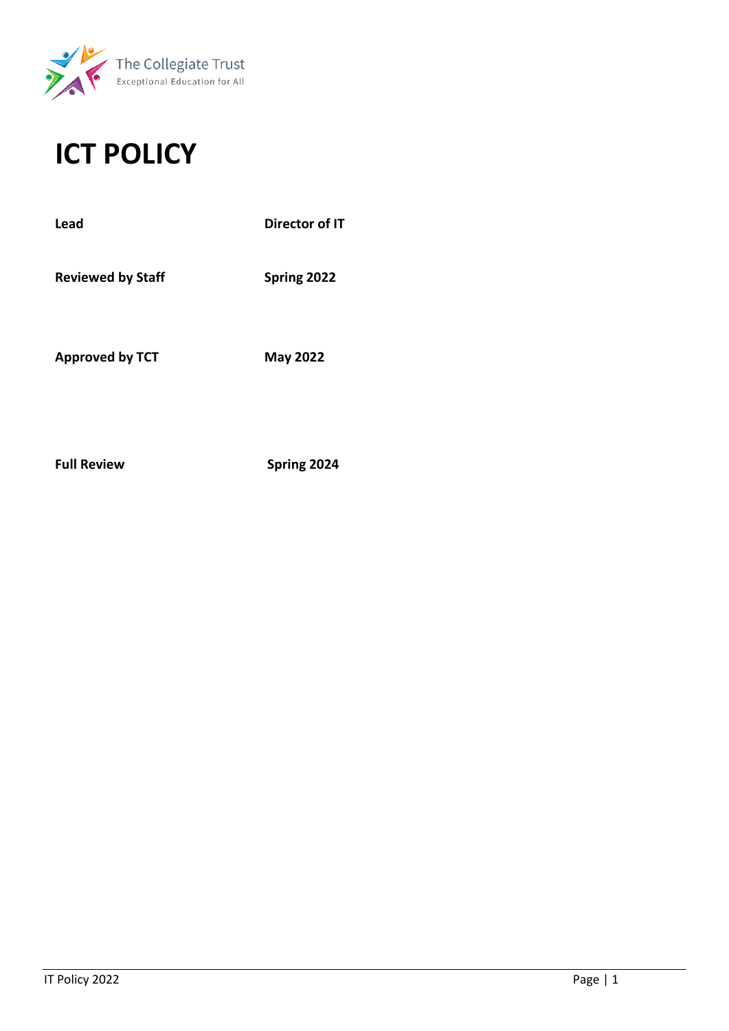The Collegiate Trust
Exceptional Education for All

# ICT POLICY

| | |
|---|---|
| **Lead** | **Director of IT** |
| **Reviewed by Staff** | **Spring 2022** |
| **Approved by TCT** | **May 2022** |
| **Full Review** | **Spring 2024** |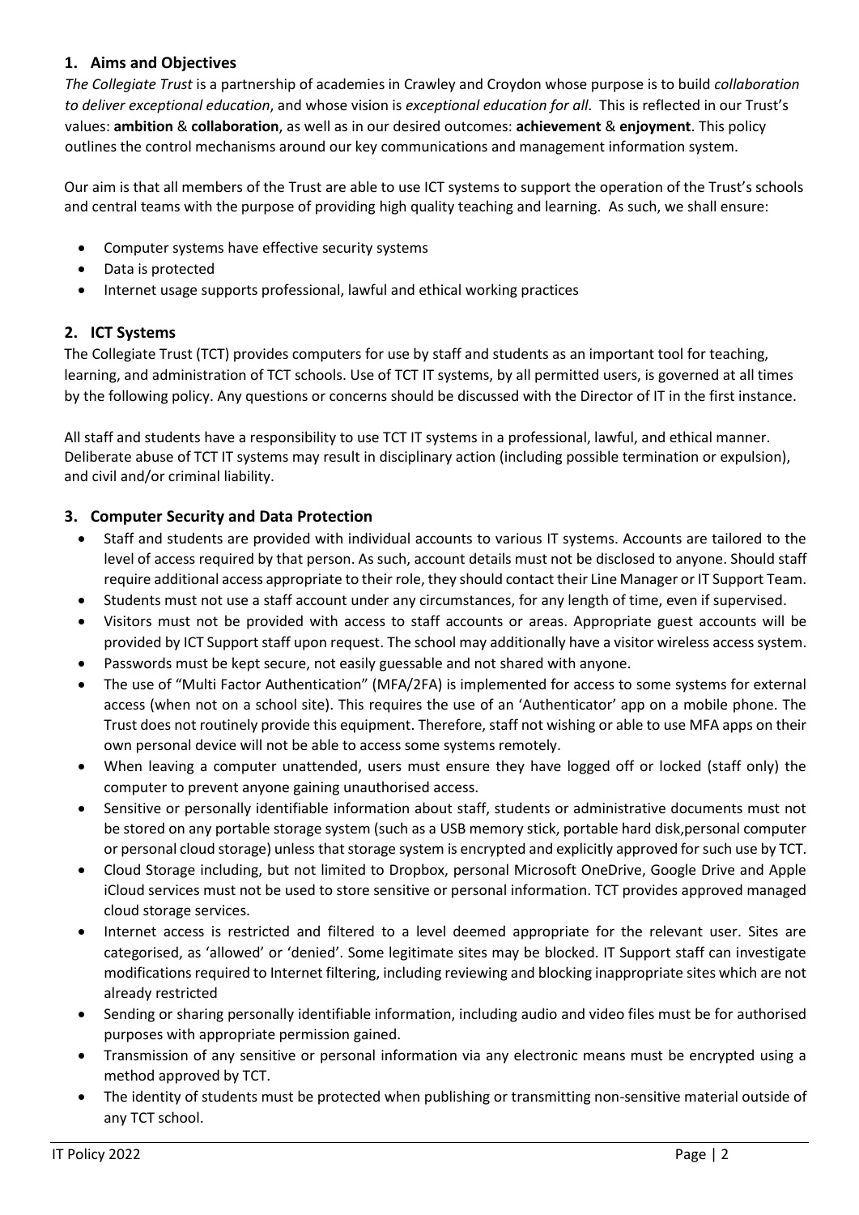## 1. Aims and Objectives

*The Collegiate Trust* is a partnership of academies in Crawley and Croydon whose purpose is to build *collaboration to deliver exceptional education*, and whose vision is *exceptional education for all*. This is reflected in our Trust's values: **ambition** & **collaboration**, as well as in our desired outcomes: **achievement** & **enjoyment**. This policy outlines the control mechanisms around our key communications and management information system.

Our aim is that all members of the Trust are able to use ICT systems to support the operation of the Trust's schools and central teams with the purpose of providing high quality teaching and learning. As such, we shall ensure:

- Computer systems have effective security systems
- Data is protected
- Internet usage supports professional, lawful and ethical working practices

## 2. ICT Systems

The Collegiate Trust (TCT) provides computers for use by staff and students as an important tool for teaching, learning, and administration of TCT schools. Use of TCT IT systems, by all permitted users, is governed at all times by the following policy. Any questions or concerns should be discussed with the Director of IT in the first instance.

All staff and students have a responsibility to use TCT IT systems in a professional, lawful, and ethical manner. Deliberate abuse of TCT IT systems may result in disciplinary action (including possible termination or expulsion), and civil and/or criminal liability.

## 3. Computer Security and Data Protection

- Staff and students are provided with individual accounts to various IT systems. Accounts are tailored to the level of access required by that person. As such, account details must not be disclosed to anyone. Should staff require additional access appropriate to their role, they should contact their Line Manager or IT Support Team.
- Students must not use a staff account under any circumstances, for any length of time, even if supervised.
- Visitors must not be provided with access to staff accounts or areas. Appropriate guest accounts will be provided by ICT Support staff upon request. The school may additionally have a visitor wireless access system.
- Passwords must be kept secure, not easily guessable and not shared with anyone.
- The use of "Multi Factor Authentication" (MFA/2FA) is implemented for access to some systems for external access (when not on a school site). This requires the use of an 'Authenticator' app on a mobile phone. The Trust does not routinely provide this equipment. Therefore, staff not wishing or able to use MFA apps on their own personal device will not be able to access some systems remotely.
- When leaving a computer unattended, users must ensure they have logged off or locked (staff only) the computer to prevent anyone gaining unauthorised access.
- Sensitive or personally identifiable information about staff, students or administrative documents must not be stored on any portable storage system (such as a USB memory stick, portable hard disk,personal computer or personal cloud storage) unless that storage system is encrypted and explicitly approved for such use by TCT.
- Cloud Storage including, but not limited to Dropbox, personal Microsoft OneDrive, Google Drive and Apple iCloud services must not be used to store sensitive or personal information. TCT provides approved managed cloud storage services.
- Internet access is restricted and filtered to a level deemed appropriate for the relevant user. Sites are categorised, as 'allowed' or 'denied'. Some legitimate sites may be blocked. IT Support staff can investigate modifications required to Internet filtering, including reviewing and blocking inappropriate sites which are not already restricted
- Sending or sharing personally identifiable information, including audio and video files must be for authorised purposes with appropriate permission gained.
- Transmission of any sensitive or personal information via any electronic means must be encrypted using a method approved by TCT.
- The identity of students must be protected when publishing or transmitting non-sensitive material outside of any TCT school.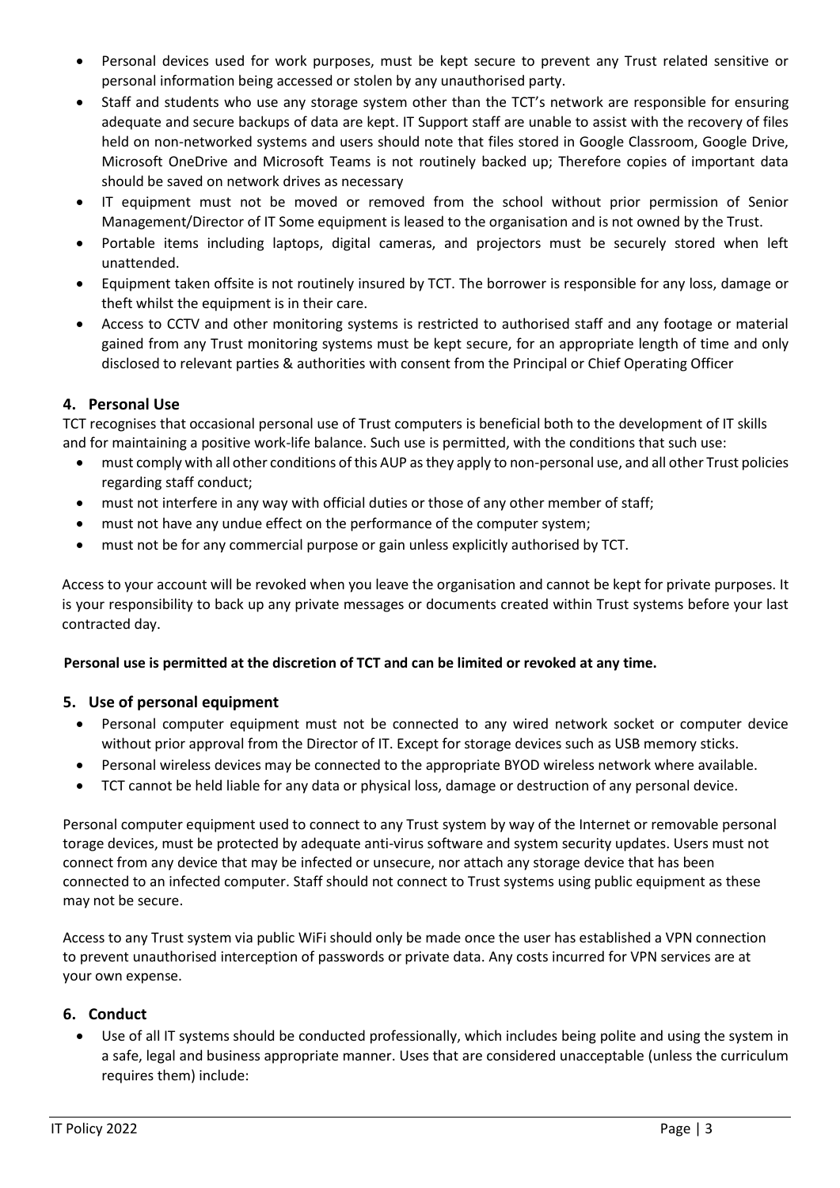- Personal devices used for work purposes, must be kept secure to prevent any Trust related sensitive or personal information being accessed or stolen by any unauthorised party.
- Staff and students who use any storage system other than the TCT's network are responsible for ensuring adequate and secure backups of data are kept. IT Support staff are unable to assist with the recovery of files held on non-networked systems and users should note that files stored in Google Classroom, Google Drive, Microsoft OneDrive and Microsoft Teams is not routinely backed up; Therefore copies of important data should be saved on network drives as necessary
- IT equipment must not be moved or removed from the school without prior permission of Senior Management/Director of IT Some equipment is leased to the organisation and is not owned by the Trust.
- Portable items including laptops, digital cameras, and projectors must be securely stored when left unattended.
- Equipment taken offsite is not routinely insured by TCT. The borrower is responsible for any loss, damage or theft whilst the equipment is in their care.
- Access to CCTV and other monitoring systems is restricted to authorised staff and any footage or material gained from any Trust monitoring systems must be kept secure, for an appropriate length of time and only disclosed to relevant parties & authorities with consent from the Principal or Chief Operating Officer

## 4. Personal Use

TCT recognises that occasional personal use of Trust computers is beneficial both to the development of IT skills and for maintaining a positive work-life balance. Such use is permitted, with the conditions that such use:

- must comply with all other conditions of this AUP as they apply to non-personal use, and all other Trust policies regarding staff conduct;
- must not interfere in any way with official duties or those of any other member of staff;
- must not have any undue effect on the performance of the computer system;
- must not be for any commercial purpose or gain unless explicitly authorised by TCT.

Access to your account will be revoked when you leave the organisation and cannot be kept for private purposes. It is your responsibility to back up any private messages or documents created within Trust systems before your last contracted day.

**Personal use is permitted at the discretion of TCT and can be limited or revoked at any time.**

## 5. Use of personal equipment

- Personal computer equipment must not be connected to any wired network socket or computer device without prior approval from the Director of IT. Except for storage devices such as USB memory sticks.
- Personal wireless devices may be connected to the appropriate BYOD wireless network where available.
- TCT cannot be held liable for any data or physical loss, damage or destruction of any personal device.

Personal computer equipment used to connect to any Trust system by way of the Internet or removable personal torage devices, must be protected by adequate anti-virus software and system security updates. Users must not connect from any device that may be infected or unsecure, nor attach any storage device that has been connected to an infected computer. Staff should not connect to Trust systems using public equipment as these may not be secure.

Access to any Trust system via public WiFi should only be made once the user has established a VPN connection to prevent unauthorised interception of passwords or private data. Any costs incurred for VPN services are at your own expense.

## 6. Conduct

- Use of all IT systems should be conducted professionally, which includes being polite and using the system in a safe, legal and business appropriate manner. Uses that are considered unacceptable (unless the curriculum requires them) include: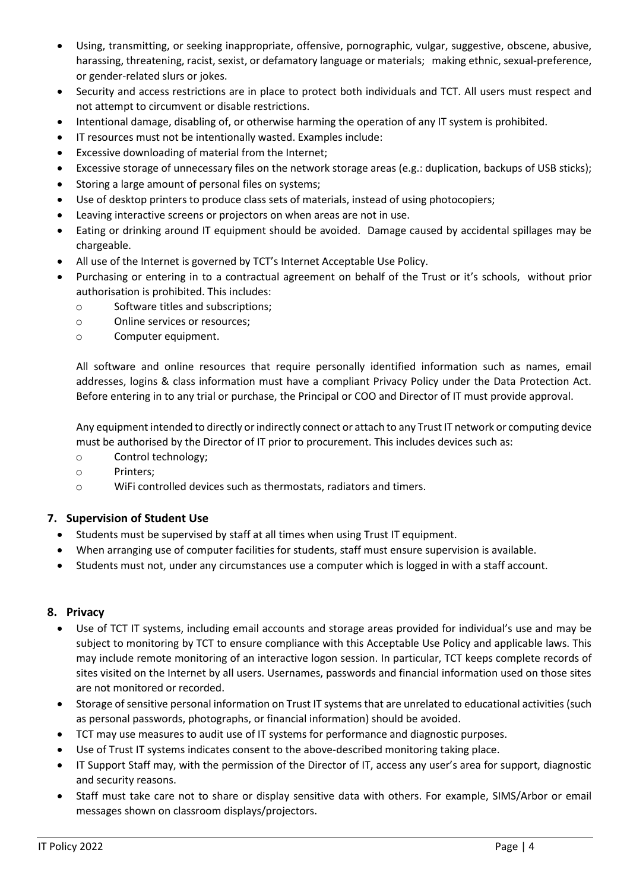- Using, transmitting, or seeking inappropriate, offensive, pornographic, vulgar, suggestive, obscene, abusive, harassing, threatening, racist, sexist, or defamatory language or materials; making ethnic, sexual-preference, or gender-related slurs or jokes.
- Security and access restrictions are in place to protect both individuals and TCT. All users must respect and not attempt to circumvent or disable restrictions.
- Intentional damage, disabling of, or otherwise harming the operation of any IT system is prohibited.
- IT resources must not be intentionally wasted. Examples include:
- Excessive downloading of material from the Internet;
- Excessive storage of unnecessary files on the network storage areas (e.g.: duplication, backups of USB sticks);
- Storing a large amount of personal files on systems;
- Use of desktop printers to produce class sets of materials, instead of using photocopiers;
- Leaving interactive screens or projectors on when areas are not in use.
- Eating or drinking around IT equipment should be avoided. Damage caused by accidental spillages may be chargeable.
- All use of the Internet is governed by TCT's Internet Acceptable Use Policy.
- Purchasing or entering in to a contractual agreement on behalf of the Trust or it's schools, without prior authorisation is prohibited. This includes:
  - Software titles and subscriptions;
  - Online services or resources;
  - Computer equipment.

  All software and online resources that require personally identified information such as names, email addresses, logins & class information must have a compliant Privacy Policy under the Data Protection Act. Before entering in to any trial or purchase, the Principal or COO and Director of IT must provide approval.

  Any equipment intended to directly or indirectly connect or attach to any Trust IT network or computing device must be authorised by the Director of IT prior to procurement. This includes devices such as:
  - Control technology;
  - Printers;
  - WiFi controlled devices such as thermostats, radiators and timers.

## 7. Supervision of Student Use

- Students must be supervised by staff at all times when using Trust IT equipment.
- When arranging use of computer facilities for students, staff must ensure supervision is available.
- Students must not, under any circumstances use a computer which is logged in with a staff account.

## 8. Privacy

- Use of TCT IT systems, including email accounts and storage areas provided for individual's use and may be subject to monitoring by TCT to ensure compliance with this Acceptable Use Policy and applicable laws. This may include remote monitoring of an interactive logon session. In particular, TCT keeps complete records of sites visited on the Internet by all users. Usernames, passwords and financial information used on those sites are not monitored or recorded.
- Storage of sensitive personal information on Trust IT systems that are unrelated to educational activities (such as personal passwords, photographs, or financial information) should be avoided.
- TCT may use measures to audit use of IT systems for performance and diagnostic purposes.
- Use of Trust IT systems indicates consent to the above-described monitoring taking place.
- IT Support Staff may, with the permission of the Director of IT, access any user's area for support, diagnostic and security reasons.
- Staff must take care not to share or display sensitive data with others. For example, SIMS/Arbor or email messages shown on classroom displays/projectors.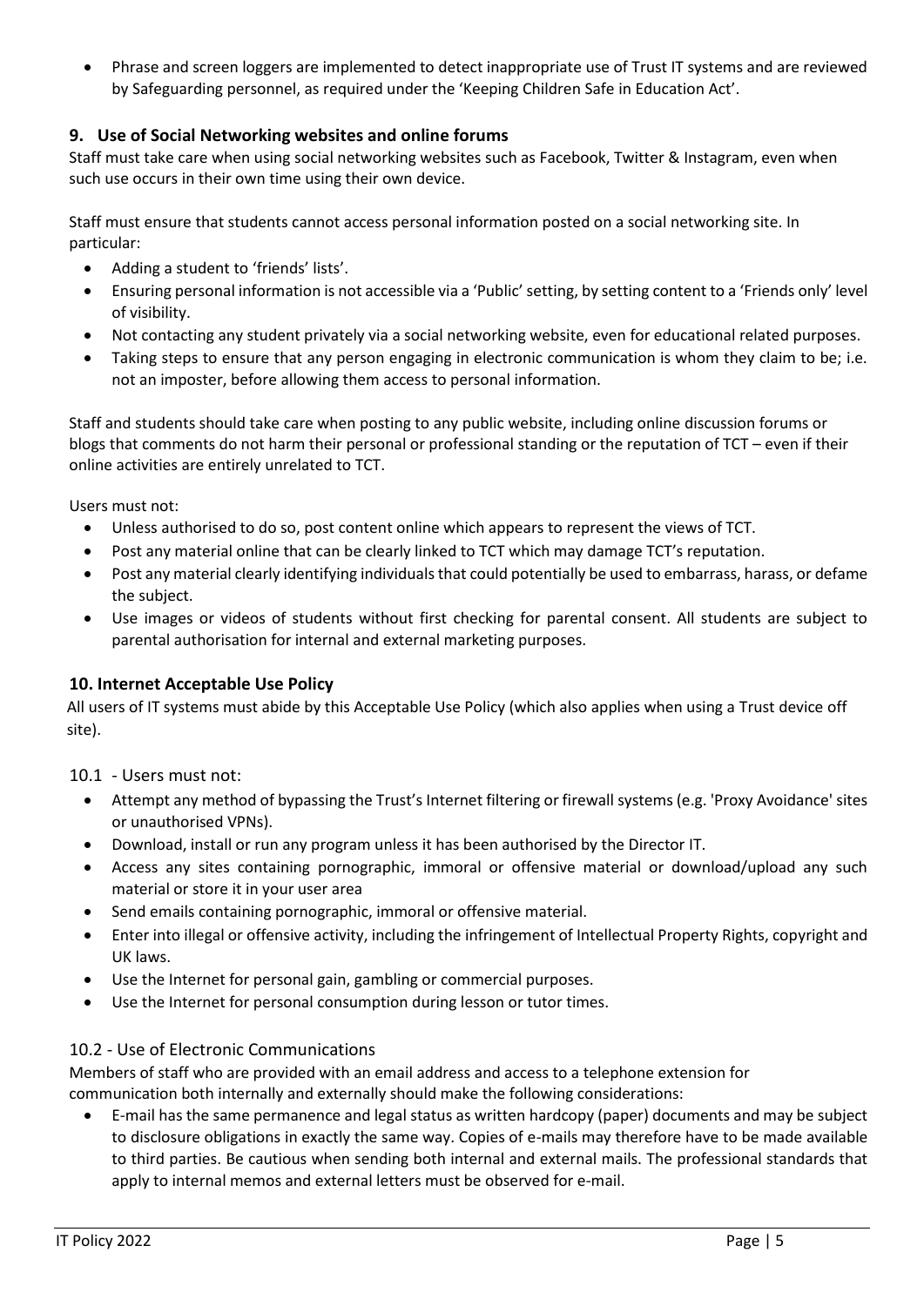- Phrase and screen loggers are implemented to detect inappropriate use of Trust IT systems and are reviewed by Safeguarding personnel, as required under the 'Keeping Children Safe in Education Act'.

## 9. Use of Social Networking websites and online forums

Staff must take care when using social networking websites such as Facebook, Twitter & Instagram, even when such use occurs in their own time using their own device.

Staff must ensure that students cannot access personal information posted on a social networking site. In particular:

- Adding a student to 'friends' lists'.
- Ensuring personal information is not accessible via a 'Public' setting, by setting content to a 'Friends only' level of visibility.
- Not contacting any student privately via a social networking website, even for educational related purposes.
- Taking steps to ensure that any person engaging in electronic communication is whom they claim to be; i.e. not an imposter, before allowing them access to personal information.

Staff and students should take care when posting to any public website, including online discussion forums or blogs that comments do not harm their personal or professional standing or the reputation of TCT – even if their online activities are entirely unrelated to TCT.

Users must not:

- Unless authorised to do so, post content online which appears to represent the views of TCT.
- Post any material online that can be clearly linked to TCT which may damage TCT's reputation.
- Post any material clearly identifying individuals that could potentially be used to embarrass, harass, or defame the subject.
- Use images or videos of students without first checking for parental consent. All students are subject to parental authorisation for internal and external marketing purposes.

## 10. Internet Acceptable Use Policy

All users of IT systems must abide by this Acceptable Use Policy (which also applies when using a Trust device off site).

### 10.1 - Users must not:

- Attempt any method of bypassing the Trust's Internet filtering or firewall systems (e.g. 'Proxy Avoidance' sites or unauthorised VPNs).
- Download, install or run any program unless it has been authorised by the Director IT.
- Access any sites containing pornographic, immoral or offensive material or download/upload any such material or store it in your user area
- Send emails containing pornographic, immoral or offensive material.
- Enter into illegal or offensive activity, including the infringement of Intellectual Property Rights, copyright and UK laws.
- Use the Internet for personal gain, gambling or commercial purposes.
- Use the Internet for personal consumption during lesson or tutor times.

### 10.2 - Use of Electronic Communications

Members of staff who are provided with an email address and access to a telephone extension for communication both internally and externally should make the following considerations:

- E-mail has the same permanence and legal status as written hardcopy (paper) documents and may be subject to disclosure obligations in exactly the same way. Copies of e-mails may therefore have to be made available to third parties. Be cautious when sending both internal and external mails. The professional standards that apply to internal memos and external letters must be observed for e-mail.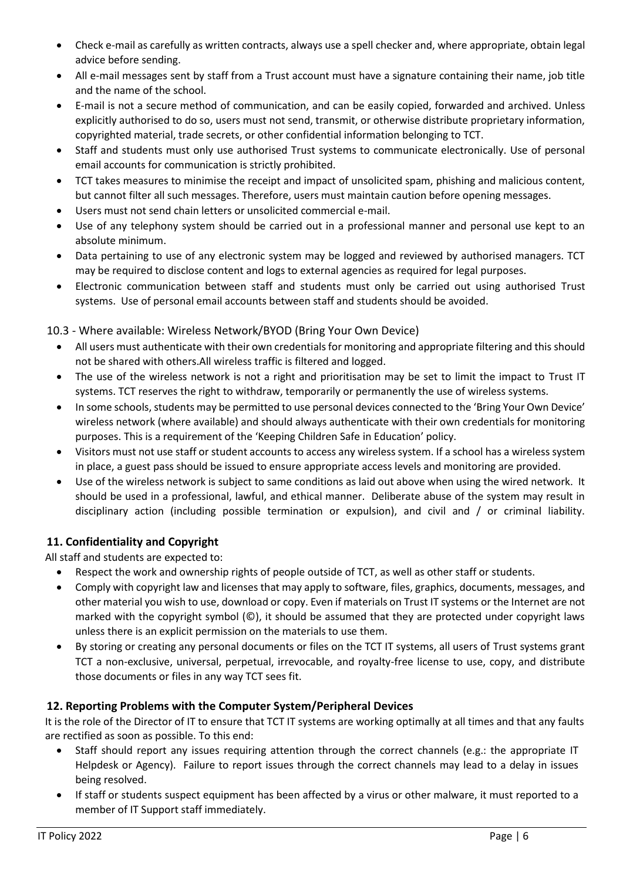- Check e-mail as carefully as written contracts, always use a spell checker and, where appropriate, obtain legal advice before sending.
- All e-mail messages sent by staff from a Trust account must have a signature containing their name, job title and the name of the school.
- E-mail is not a secure method of communication, and can be easily copied, forwarded and archived. Unless explicitly authorised to do so, users must not send, transmit, or otherwise distribute proprietary information, copyrighted material, trade secrets, or other confidential information belonging to TCT.
- Staff and students must only use authorised Trust systems to communicate electronically. Use of personal email accounts for communication is strictly prohibited.
- TCT takes measures to minimise the receipt and impact of unsolicited spam, phishing and malicious content, but cannot filter all such messages. Therefore, users must maintain caution before opening messages.
- Users must not send chain letters or unsolicited commercial e-mail.
- Use of any telephony system should be carried out in a professional manner and personal use kept to an absolute minimum.
- Data pertaining to use of any electronic system may be logged and reviewed by authorised managers. TCT may be required to disclose content and logs to external agencies as required for legal purposes.
- Electronic communication between staff and students must only be carried out using authorised Trust systems. Use of personal email accounts between staff and students should be avoided.

### 10.3 - Where available: Wireless Network/BYOD (Bring Your Own Device)

- All users must authenticate with their own credentials for monitoring and appropriate filtering and this should not be shared with others.All wireless traffic is filtered and logged.
- The use of the wireless network is not a right and prioritisation may be set to limit the impact to Trust IT systems. TCT reserves the right to withdraw, temporarily or permanently the use of wireless systems.
- In some schools, students may be permitted to use personal devices connected to the 'Bring Your Own Device' wireless network (where available) and should always authenticate with their own credentials for monitoring purposes. This is a requirement of the 'Keeping Children Safe in Education' policy.
- Visitors must not use staff or student accounts to access any wireless system. If a school has a wireless system in place, a guest pass should be issued to ensure appropriate access levels and monitoring are provided.
- Use of the wireless network is subject to same conditions as laid out above when using the wired network. It should be used in a professional, lawful, and ethical manner. Deliberate abuse of the system may result in disciplinary action (including possible termination or expulsion), and civil and / or criminal liability.

## 11. Confidentiality and Copyright

All staff and students are expected to:

- Respect the work and ownership rights of people outside of TCT, as well as other staff or students.
- Comply with copyright law and licenses that may apply to software, files, graphics, documents, messages, and other material you wish to use, download or copy. Even if materials on Trust IT systems or the Internet are not marked with the copyright symbol (©), it should be assumed that they are protected under copyright laws unless there is an explicit permission on the materials to use them.
- By storing or creating any personal documents or files on the TCT IT systems, all users of Trust systems grant TCT a non-exclusive, universal, perpetual, irrevocable, and royalty-free license to use, copy, and distribute those documents or files in any way TCT sees fit.

## 12. Reporting Problems with the Computer System/Peripheral Devices

It is the role of the Director of IT to ensure that TCT IT systems are working optimally at all times and that any faults are rectified as soon as possible. To this end:

- Staff should report any issues requiring attention through the correct channels (e.g.: the appropriate IT Helpdesk or Agency). Failure to report issues through the correct channels may lead to a delay in issues being resolved.
- If staff or students suspect equipment has been affected by a virus or other malware, it must reported to a member of IT Support staff immediately.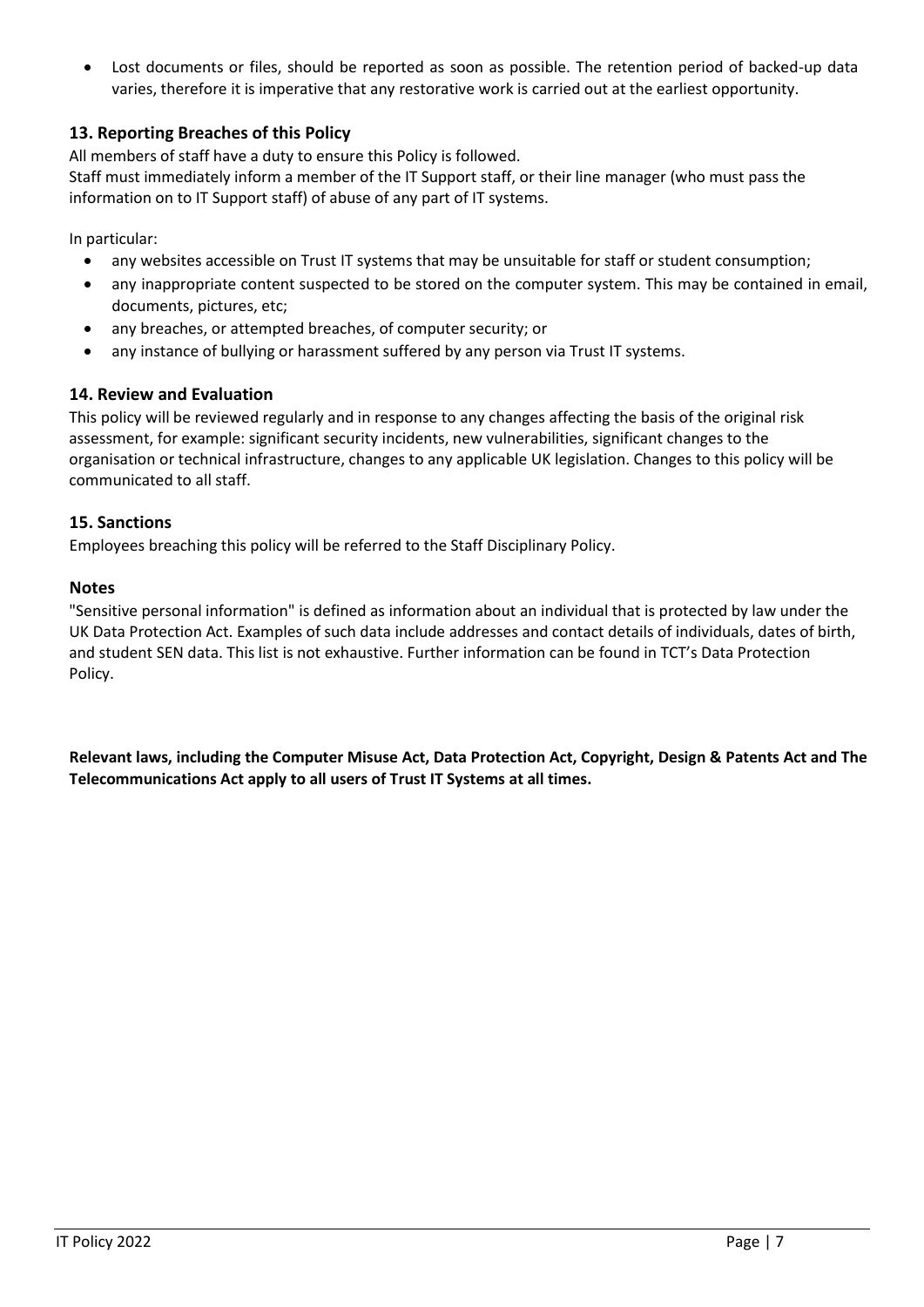- Lost documents or files, should be reported as soon as possible. The retention period of backed-up data varies, therefore it is imperative that any restorative work is carried out at the earliest opportunity.

### 13. Reporting Breaches of this Policy

All members of staff have a duty to ensure this Policy is followed.
Staff must immediately inform a member of the IT Support staff, or their line manager (who must pass the information on to IT Support staff) of abuse of any part of IT systems.

In particular:

- any websites accessible on Trust IT systems that may be unsuitable for staff or student consumption;
- any inappropriate content suspected to be stored on the computer system. This may be contained in email, documents, pictures, etc;
- any breaches, or attempted breaches, of computer security; or
- any instance of bullying or harassment suffered by any person via Trust IT systems.

### 14. Review and Evaluation

This policy will be reviewed regularly and in response to any changes affecting the basis of the original risk assessment, for example: significant security incidents, new vulnerabilities, significant changes to the organisation or technical infrastructure, changes to any applicable UK legislation. Changes to this policy will be communicated to all staff.

### 15. Sanctions

Employees breaching this policy will be referred to the Staff Disciplinary Policy.

### Notes

"Sensitive personal information" is defined as information about an individual that is protected by law under the UK Data Protection Act. Examples of such data include addresses and contact details of individuals, dates of birth, and student SEN data. This list is not exhaustive. Further information can be found in TCT's Data Protection Policy.

**Relevant laws, including the Computer Misuse Act, Data Protection Act, Copyright, Design & Patents Act and The Telecommunications Act apply to all users of Trust IT Systems at all times.**